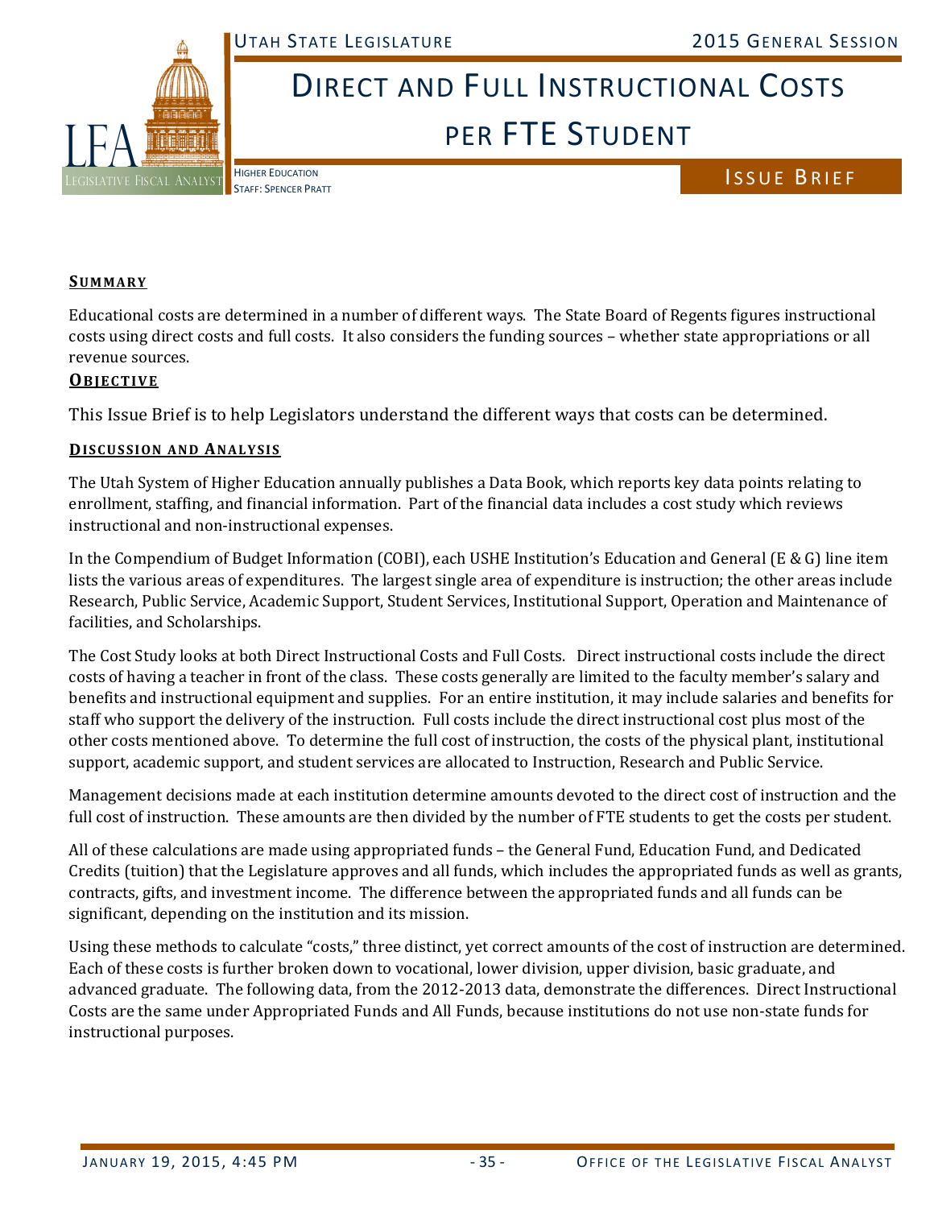# Direct and Full Instructional Costs per FTE Student

Higher Education
Staff: Spencer Pratt

Issue Brief

## Summary

Educational costs are determined in a number of different ways. The State Board of Regents figures instructional costs using direct costs and full costs. It also considers the funding sources – whether state appropriations or all revenue sources.

## Objective

This Issue Brief is to help Legislators understand the different ways that costs can be determined.

## Discussion and Analysis

The Utah System of Higher Education annually publishes a Data Book, which reports key data points relating to enrollment, staffing, and financial information. Part of the financial data includes a cost study which reviews instructional and non-instructional expenses.

In the Compendium of Budget Information (COBI), each USHE Institution's Education and General (E & G) line item lists the various areas of expenditures. The largest single area of expenditure is instruction; the other areas include Research, Public Service, Academic Support, Student Services, Institutional Support, Operation and Maintenance of facilities, and Scholarships.

The Cost Study looks at both Direct Instructional Costs and Full Costs. Direct instructional costs include the direct costs of having a teacher in front of the class. These costs generally are limited to the faculty member's salary and benefits and instructional equipment and supplies. For an entire institution, it may include salaries and benefits for staff who support the delivery of the instruction. Full costs include the direct instructional cost plus most of the other costs mentioned above. To determine the full cost of instruction, the costs of the physical plant, institutional support, academic support, and student services are allocated to Instruction, Research and Public Service.

Management decisions made at each institution determine amounts devoted to the direct cost of instruction and the full cost of instruction. These amounts are then divided by the number of FTE students to get the costs per student.

All of these calculations are made using appropriated funds – the General Fund, Education Fund, and Dedicated Credits (tuition) that the Legislature approves and all funds, which includes the appropriated funds as well as grants, contracts, gifts, and investment income. The difference between the appropriated funds and all funds can be significant, depending on the institution and its mission.

Using these methods to calculate "costs," three distinct, yet correct amounts of the cost of instruction are determined. Each of these costs is further broken down to vocational, lower division, upper division, basic graduate, and advanced graduate. The following data, from the 2012-2013 data, demonstrate the differences. Direct Instructional Costs are the same under Appropriated Funds and All Funds, because institutions do not use non-state funds for instructional purposes.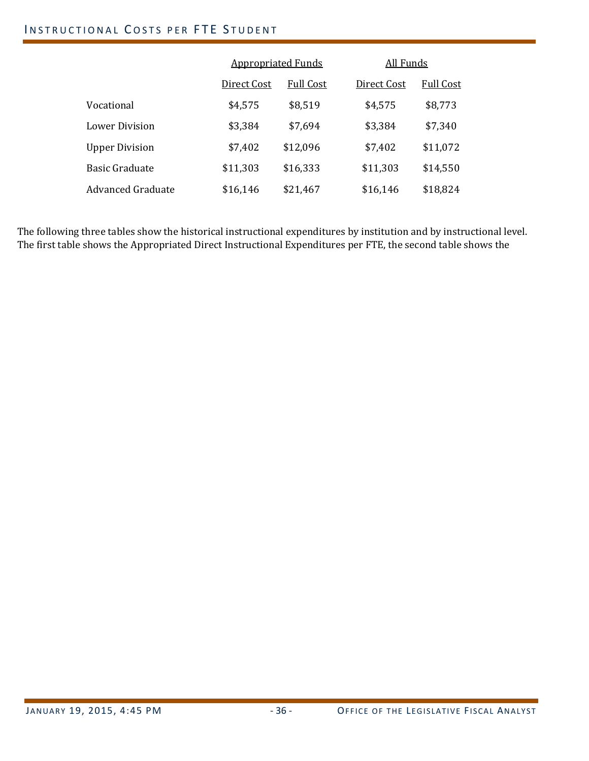## Instructional Costs per FTE Student

| | Appropriated Funds | | All Funds | |
|---|---|---|---|---|
| | Direct Cost | Full Cost | Direct Cost | Full Cost |
| Vocational | $4,575 | $8,519 | $4,575 | $8,773 |
| Lower Division | $3,384 | $7,694 | $3,384 | $7,340 |
| Upper Division | $7,402 | $12,096 | $7,402 | $11,072 |
| Basic Graduate | $11,303 | $16,333 | $11,303 | $14,550 |
| Advanced Graduate | $16,146 | $21,467 | $16,146 | $18,824 |

The following three tables show the historical instructional expenditures by institution and by instructional level. The first table shows the Appropriated Direct Instructional Expenditures per FTE, the second table shows the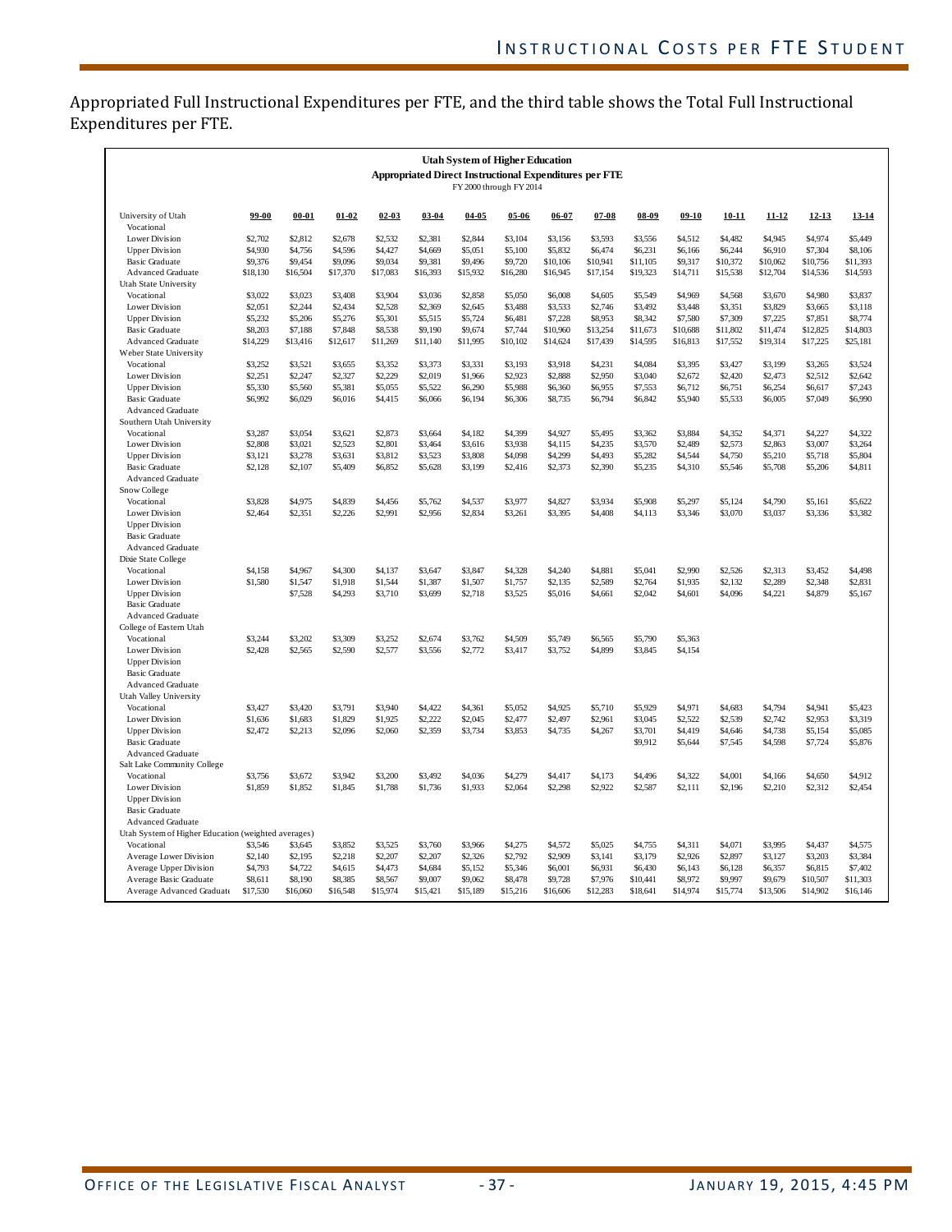Appropriated Full Instructional Expenditures per FTE, and the third table shows the Total Full Instructional Expenditures per FTE.

**Utah System of Higher Education**
**Appropriated Direct Instructional Expenditures per FTE**
FY 2000 through FY 2014

| University of Utah | 99-00 | 00-01 | 01-02 | 02-03 | 03-04 | 04-05 | 05-06 | 06-07 | 07-08 | 08-09 | 09-10 | 10-11 | 11-12 | 12-13 | 13-14 |
|---|---|---|---|---|---|---|---|---|---|---|---|---|---|---|---|
| Vocational | | | | | | | | | | | | | | | |
| Lower Division | $2,702 | $2,812 | $2,678 | $2,532 | $2,381 | $2,844 | $3,104 | $3,156 | $3,593 | $3,556 | $4,512 | $4,482 | $4,945 | $4,974 | $5,449 |
| Upper Division | $4,930 | $4,756 | $4,596 | $4,427 | $4,669 | $5,051 | $5,100 | $5,832 | $6,474 | $6,231 | $6,166 | $6,244 | $6,910 | $7,304 | $8,106 |
| Basic Graduate | $9,376 | $9,454 | $9,096 | $9,034 | $9,381 | $9,496 | $9,720 | $10,106 | $10,941 | $11,105 | $9,317 | $10,372 | $10,062 | $10,756 | $11,393 |
| Advanced Graduate | $18,130 | $16,504 | $17,370 | $17,083 | $16,393 | $15,932 | $16,280 | $16,945 | $17,154 | $19,323 | $14,711 | $15,538 | $12,704 | $14,536 | $14,593 |
| Utah State University | | | | | | | | | | | | | | | |
| Vocational | $3,022 | $3,023 | $3,408 | $3,904 | $3,036 | $2,858 | $5,050 | $6,008 | $4,605 | $5,549 | $4,969 | $4,568 | $3,670 | $4,980 | $3,837 |
| Lower Division | $2,051 | $2,244 | $2,434 | $2,528 | $2,369 | $2,645 | $3,488 | $3,533 | $2,746 | $3,492 | $3,448 | $3,351 | $3,829 | $3,665 | $3,118 |
| Upper Division | $5,232 | $5,206 | $5,276 | $5,301 | $5,515 | $5,724 | $6,481 | $7,228 | $8,953 | $8,342 | $7,580 | $7,309 | $7,225 | $7,851 | $8,774 |
| Basic Graduate | $8,203 | $7,188 | $7,848 | $8,538 | $9,190 | $9,674 | $7,744 | $10,960 | $13,254 | $11,673 | $10,688 | $11,802 | $11,474 | $12,825 | $14,803 |
| Advanced Graduate | $14,229 | $13,416 | $12,617 | $11,269 | $11,140 | $11,995 | $10,102 | $14,624 | $17,439 | $14,595 | $16,813 | $17,552 | $19,314 | $17,225 | $25,181 |
| Weber State University | | | | | | | | | | | | | | | |
| Vocational | $3,252 | $3,521 | $3,655 | $3,352 | $3,373 | $3,331 | $3,193 | $3,918 | $4,231 | $4,084 | $3,395 | $3,427 | $3,199 | $3,265 | $3,524 |
| Lower Division | $2,251 | $2,247 | $2,327 | $2,229 | $2,019 | $1,966 | $2,923 | $2,888 | $2,950 | $3,040 | $2,672 | $2,420 | $2,473 | $2,512 | $2,642 |
| Upper Division | $5,330 | $5,560 | $5,381 | $5,055 | $5,522 | $6,290 | $5,988 | $6,360 | $6,955 | $7,553 | $6,712 | $6,751 | $6,254 | $6,617 | $7,243 |
| Basic Graduate | $6,992 | $6,029 | $6,016 | $4,415 | $6,066 | $6,194 | $6,306 | $8,735 | $6,794 | $6,842 | $5,940 | $5,533 | $6,005 | $7,049 | $6,990 |
| Advanced Graduate | | | | | | | | | | | | | | | |
| Southern Utah University | | | | | | | | | | | | | | | |
| Vocational | $3,287 | $3,054 | $3,621 | $2,873 | $3,664 | $4,182 | $4,399 | $4,927 | $5,495 | $3,362 | $3,884 | $4,352 | $4,371 | $4,227 | $4,322 |
| Lower Division | $2,808 | $3,021 | $2,523 | $2,801 | $3,464 | $3,616 | $3,938 | $4,115 | $4,235 | $3,570 | $2,489 | $2,573 | $2,863 | $3,007 | $3,264 |
| Upper Division | $3,121 | $3,278 | $3,631 | $3,812 | $3,523 | $3,808 | $4,098 | $4,299 | $4,493 | $5,282 | $4,544 | $4,750 | $5,210 | $5,718 | $5,804 |
| Basic Graduate | $2,128 | $2,107 | $5,409 | $6,852 | $5,628 | $3,199 | $2,416 | $2,373 | $2,390 | $5,235 | $4,310 | $5,546 | $5,708 | $5,206 | $4,811 |
| Advanced Graduate | | | | | | | | | | | | | | | |
| Snow College | | | | | | | | | | | | | | | |
| Vocational | $3,828 | $4,975 | $4,839 | $4,456 | $5,762 | $4,537 | $3,977 | $4,827 | $3,934 | $5,908 | $5,297 | $5,124 | $4,790 | $5,161 | $5,622 |
| Lower Division | $2,464 | $2,351 | $2,226 | $2,991 | $2,956 | $2,834 | $3,261 | $3,395 | $4,408 | $4,113 | $3,346 | $3,070 | $3,037 | $3,336 | $3,382 |
| Upper Division | | | | | | | | | | | | | | | |
| Basic Graduate | | | | | | | | | | | | | | | |
| Advanced Graduate | | | | | | | | | | | | | | | |
| Dixie State College | | | | | | | | | | | | | | | |
| Vocational | $4,158 | $4,967 | $4,300 | $4,137 | $3,647 | $3,847 | $4,328 | $4,240 | $4,881 | $5,041 | $2,990 | $2,526 | $2,313 | $3,452 | $4,498 |
| Lower Division | $1,580 | $1,547 | $1,918 | $1,544 | $1,387 | $1,507 | $1,757 | $2,135 | $2,589 | $2,764 | $1,935 | $2,132 | $2,289 | $2,348 | $2,831 |
| Upper Division | | $7,528 | $4,293 | $3,710 | $3,699 | $2,718 | $3,525 | $5,016 | $4,661 | $2,042 | $4,601 | $4,096 | $4,221 | $4,879 | $5,167 |
| Basic Graduate | | | | | | | | | | | | | | | |
| Advanced Graduate | | | | | | | | | | | | | | | |
| College of Eastern Utah | | | | | | | | | | | | | | | |
| Vocational | $3,244 | $3,202 | $3,309 | $3,252 | $2,674 | $3,762 | $4,509 | $5,749 | $6,565 | $5,790 | $5,363 | | | | |
| Lower Division | $2,428 | $2,565 | $2,590 | $2,577 | $3,556 | $2,772 | $3,417 | $3,752 | $4,899 | $3,845 | $4,154 | | | | |
| Upper Division | | | | | | | | | | | | | | | |
| Basic Graduate | | | | | | | | | | | | | | | |
| Advanced Graduate | | | | | | | | | | | | | | | |
| Utah Valley University | | | | | | | | | | | | | | | |
| Vocational | $3,427 | $3,420 | $3,791 | $3,940 | $4,422 | $4,361 | $5,052 | $4,925 | $5,710 | $5,929 | $4,971 | $4,683 | $4,794 | $4,941 | $5,423 |
| Lower Division | $1,636 | $1,683 | $1,829 | $1,925 | $2,222 | $2,045 | $2,477 | $2,497 | $2,961 | $3,045 | $2,522 | $2,539 | $2,742 | $2,953 | $3,319 |
| Upper Division | $2,472 | $2,213 | $2,096 | $2,060 | $2,359 | $3,734 | $3,853 | $4,735 | $4,267 | $3,701 | $4,419 | $4,646 | $4,738 | $5,154 | $5,085 |
| Basic Graduate | | | | | | | | | | $9,912 | $5,644 | $7,545 | $4,598 | $7,724 | $5,876 |
| Advanced Graduate | | | | | | | | | | | | | | | |
| Salt Lake Community College | | | | | | | | | | | | | | | |
| Vocational | $3,756 | $3,672 | $3,942 | $3,200 | $3,492 | $4,036 | $4,279 | $4,417 | $4,173 | $4,496 | $4,322 | $4,001 | $4,166 | $4,650 | $4,912 |
| Lower Division | $1,859 | $1,852 | $1,845 | $1,788 | $1,736 | $1,933 | $2,064 | $2,298 | $2,922 | $2,587 | $2,111 | $2,196 | $2,210 | $2,312 | $2,454 |
| Upper Division | | | | | | | | | | | | | | | |
| Basic Graduate | | | | | | | | | | | | | | | |
| Advanced Graduate | | | | | | | | | | | | | | | |
| Utah System of Higher Education (weighted averages) | | | | | | | | | | | | | | | |
| Vocational | $3,546 | $3,645 | $3,852 | $3,525 | $3,760 | $3,966 | $4,275 | $4,572 | $5,025 | $4,755 | $4,311 | $4,071 | $3,995 | $4,437 | $4,575 |
| Average Lower Division | $2,140 | $2,195 | $2,218 | $2,207 | $2,207 | $2,326 | $2,792 | $2,909 | $3,141 | $3,179 | $2,926 | $2,897 | $3,127 | $3,203 | $3,384 |
| Average Upper Division | $4,793 | $4,722 | $4,615 | $4,473 | $4,684 | $5,152 | $5,346 | $6,001 | $6,931 | $6,430 | $6,143 | $6,128 | $6,357 | $6,815 | $7,402 |
| Average Basic Graduate | $8,611 | $8,190 | $8,385 | $8,567 | $9,007 | $9,062 | $8,478 | $9,728 | $7,976 | $10,441 | $8,972 | $9,997 | $9,679 | $10,507 | $11,303 |
| Average Advanced Graduate | $17,530 | $16,060 | $16,548 | $15,974 | $15,421 | $15,189 | $15,216 | $16,606 | $12,283 | $18,641 | $14,974 | $15,774 | $13,506 | $14,902 | $16,146 |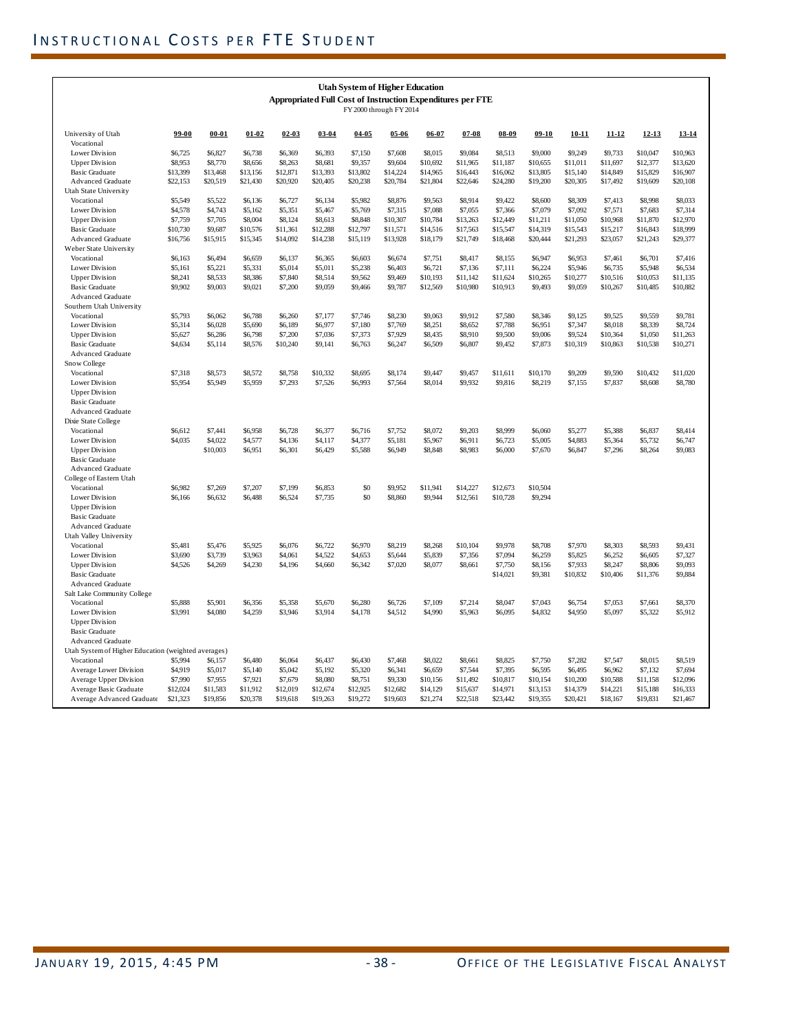# Instructional Costs per FTE Student

**Utah System of Higher Education**
**Appropriated Full Cost of Instruction Expenditures per FTE**
FY 2000 through FY 2014

| | 99-00 | 00-01 | 01-02 | 02-03 | 03-04 | 04-05 | 05-06 | 06-07 | 07-08 | 08-09 | 09-10 | 10-11 | 11-12 | 12-13 | 13-14 |
|---|---|---|---|---|---|---|---|---|---|---|---|---|---|---|---|
| University of Utah | | | | | | | | | | | | | | | |
| Vocational | | | | | | | | | | | | | | | |
| Lower Division | $6,725 | $6,827 | $6,738 | $6,369 | $6,393 | $7,150 | $7,608 | $8,015 | $9,084 | $8,513 | $9,000 | $9,249 | $9,733 | $10,047 | $10,963 |
| Upper Division | $8,953 | $8,770 | $8,656 | $8,263 | $8,681 | $9,357 | $9,604 | $10,692 | $11,965 | $11,187 | $10,655 | $11,011 | $11,697 | $12,377 | $13,620 |
| Basic Graduate | $13,399 | $13,468 | $13,156 | $12,871 | $13,393 | $13,802 | $14,224 | $14,965 | $16,443 | $16,062 | $13,805 | $15,140 | $14,849 | $15,829 | $16,907 |
| Advanced Graduate | $22,153 | $20,519 | $21,430 | $20,920 | $20,405 | $20,238 | $20,784 | $21,804 | $22,646 | $24,280 | $19,200 | $20,305 | $17,492 | $19,609 | $20,108 |
| Utah State University | | | | | | | | | | | | | | | |
| Vocational | $5,549 | $5,522 | $6,136 | $6,727 | $6,134 | $5,982 | $8,876 | $9,563 | $8,914 | $9,422 | $8,600 | $8,309 | $7,413 | $8,998 | $8,033 |
| Lower Division | $4,578 | $4,743 | $5,162 | $5,351 | $5,467 | $5,769 | $7,315 | $7,088 | $7,055 | $7,366 | $7,079 | $7,092 | $7,571 | $7,683 | $7,314 |
| Upper Division | $7,759 | $7,705 | $8,004 | $8,124 | $8,613 | $8,848 | $10,307 | $10,784 | $13,263 | $12,449 | $11,211 | $11,050 | $10,968 | $11,870 | $12,970 |
| Basic Graduate | $10,730 | $9,687 | $10,576 | $11,361 | $12,288 | $12,797 | $11,571 | $14,516 | $17,563 | $15,547 | $14,319 | $15,543 | $15,217 | $16,843 | $18,999 |
| Advanced Graduate | $16,756 | $15,915 | $15,345 | $14,092 | $14,238 | $15,119 | $13,928 | $18,179 | $21,749 | $18,468 | $20,444 | $21,293 | $23,057 | $21,243 | $29,377 |
| Weber State University | | | | | | | | | | | | | | | |
| Vocational | $6,163 | $6,494 | $6,659 | $6,137 | $6,365 | $6,603 | $6,674 | $7,751 | $8,417 | $8,155 | $6,947 | $6,953 | $7,461 | $6,701 | $7,416 |
| Lower Division | $5,161 | $5,221 | $5,331 | $5,014 | $5,011 | $5,238 | $6,403 | $6,721 | $7,136 | $7,111 | $6,224 | $5,946 | $6,735 | $5,948 | $6,534 |
| Upper Division | $8,241 | $8,533 | $8,386 | $7,840 | $8,514 | $9,562 | $9,469 | $10,193 | $11,142 | $11,624 | $10,265 | $10,277 | $10,516 | $10,053 | $11,135 |
| Basic Graduate | $9,902 | $9,003 | $9,021 | $7,200 | $9,059 | $9,466 | $9,787 | $12,569 | $10,980 | $10,913 | $9,493 | $9,059 | $10,267 | $10,485 | $10,882 |
| Advanced Graduate | | | | | | | | | | | | | | | |
| Southern Utah University | | | | | | | | | | | | | | | |
| Vocational | $5,793 | $6,062 | $6,788 | $6,260 | $7,177 | $7,746 | $8,230 | $9,063 | $9,912 | $7,580 | $8,346 | $9,125 | $9,525 | $9,559 | $9,781 |
| Lower Division | $5,314 | $6,028 | $5,690 | $6,189 | $6,977 | $7,180 | $7,769 | $8,251 | $8,652 | $7,788 | $6,951 | $7,347 | $8,018 | $8,339 | $8,724 |
| Upper Division | $5,627 | $6,286 | $6,798 | $7,200 | $7,036 | $7,373 | $7,929 | $8,435 | $8,910 | $9,500 | $9,006 | $9,524 | $10,364 | $10,053 | $11,263 |
| Basic Graduate | $4,634 | $5,114 | $8,576 | $10,240 | $9,141 | $6,763 | $6,247 | $6,509 | $6,807 | $9,452 | $7,873 | $10,319 | $10,863 | $10,538 | $10,271 |
| Advanced Graduate | | | | | | | | | | | | | | | |
| Snow College | | | | | | | | | | | | | | | |
| Vocational | $7,318 | $8,573 | $8,572 | $8,758 | $10,332 | $8,695 | $8,174 | $9,447 | $9,457 | $11,611 | $10,170 | $9,209 | $9,590 | $10,432 | $11,020 |
| Lower Division | $5,954 | $5,949 | $5,959 | $7,293 | $7,526 | $6,993 | $7,564 | $8,014 | $9,932 | $9,816 | $8,219 | $7,155 | $7,837 | $8,608 | $8,780 |
| Upper Division | | | | | | | | | | | | | | | |
| Basic Graduate | | | | | | | | | | | | | | | |
| Advanced Graduate | | | | | | | | | | | | | | | |
| Dixie State College | | | | | | | | | | | | | | | |
| Vocational | $6,612 | $7,441 | $6,958 | $6,728 | $6,377 | $6,716 | $7,752 | $8,072 | $9,203 | $8,999 | $6,060 | $5,277 | $5,388 | $6,837 | $8,414 |
| Lower Division | $4,035 | $4,022 | $4,577 | $4,136 | $4,117 | $4,377 | $5,181 | $5,967 | $6,911 | $6,723 | $5,005 | $4,883 | $5,364 | $5,732 | $6,747 |
| Upper Division | | $10,003 | $6,951 | $6,301 | $6,429 | $5,588 | $6,949 | $8,848 | $8,983 | $6,000 | $7,670 | $6,847 | $7,296 | $8,264 | $9,083 |
| Basic Graduate | | | | | | | | | | | | | | | |
| Advanced Graduate | | | | | | | | | | | | | | | |
| College of Eastern Utah | | | | | | | | | | | | | | | |
| Vocational | $6,982 | $7,269 | $7,207 | $7,199 | $6,853 | $0 | $9,952 | $11,941 | $14,227 | $12,673 | $10,504 | | | | |
| Lower Division | $6,166 | $6,632 | $6,488 | $6,524 | $7,735 | $0 | $8,860 | $9,944 | $12,561 | $10,728 | $9,294 | | | | |
| Upper Division | | | | | | | | | | | | | | | |
| Basic Graduate | | | | | | | | | | | | | | | |
| Advanced Graduate | | | | | | | | | | | | | | | |
| Utah Valley University | | | | | | | | | | | | | | | |
| Vocational | $5,481 | $5,476 | $5,925 | $6,076 | $6,722 | $6,970 | $8,219 | $8,268 | $10,104 | $9,978 | $8,708 | $7,970 | $8,303 | $8,593 | $9,431 |
| Lower Division | $3,690 | $3,739 | $3,963 | $4,061 | $4,522 | $4,653 | $5,644 | $5,839 | $7,356 | $7,094 | $6,259 | $5,825 | $6,252 | $6,605 | $7,327 |
| Upper Division | $4,526 | $4,269 | $4,230 | $4,196 | $4,660 | $6,342 | $7,020 | $8,077 | $8,661 | $7,750 | $8,156 | $7,933 | $8,247 | $8,806 | $9,093 |
| Basic Graduate | | | | | | | | | | $14,021 | $9,381 | $10,832 | $10,406 | $11,376 | $9,884 |
| Advanced Graduate | | | | | | | | | | | | | | | |
| Salt Lake Community College | | | | | | | | | | | | | | | |
| Vocational | $5,888 | $5,901 | $6,356 | $5,358 | $5,670 | $6,280 | $6,726 | $7,109 | $7,214 | $8,047 | $7,043 | $6,754 | $7,053 | $7,661 | $8,370 |
| Lower Division | $3,991 | $4,080 | $4,259 | $3,946 | $3,914 | $4,178 | $4,512 | $4,990 | $5,963 | $6,095 | $4,832 | $4,950 | $5,097 | $5,322 | $5,912 |
| Upper Division | | | | | | | | | | | | | | | |
| Basic Graduate | | | | | | | | | | | | | | | |
| Advanced Graduate | | | | | | | | | | | | | | | |
| Utah System of Higher Education (weighted averages) | | | | | | | | | | | | | | | |
| Vocational | $5,994 | $6,157 | $6,480 | $6,064 | $6,437 | $6,430 | $7,468 | $8,022 | $8,661 | $8,825 | $7,750 | $7,282 | $7,547 | $8,015 | $8,519 |
| Average Lower Division | $4,919 | $5,017 | $5,140 | $5,042 | $5,192 | $5,320 | $6,341 | $6,659 | $7,544 | $7,395 | $6,595 | $6,495 | $6,962 | $7,132 | $7,694 |
| Average Upper Division | $7,990 | $7,955 | $7,921 | $7,679 | $8,080 | $8,751 | $9,330 | $10,156 | $11,492 | $10,817 | $10,154 | $10,200 | $10,588 | $11,158 | $12,096 |
| Average Basic Graduate | $12,024 | $11,583 | $11,912 | $12,019 | $12,674 | $12,925 | $12,682 | $14,129 | $15,637 | $14,971 | $13,153 | $14,379 | $14,221 | $15,188 | $16,333 |
| Average Advanced Graduate | $21,323 | $19,856 | $20,378 | $19,618 | $19,263 | $19,272 | $19,603 | $21,274 | $22,518 | $23,442 | $19,355 | $20,421 | $18,167 | $19,831 | $21,467 |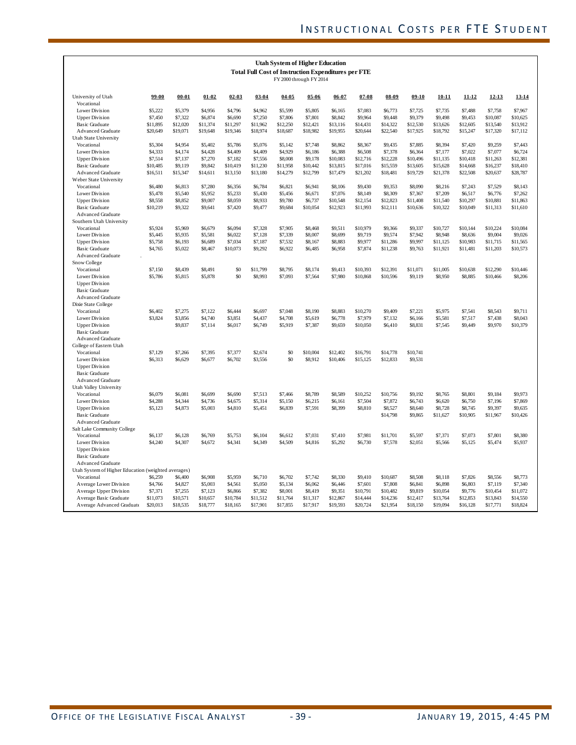**Utah System of Higher Education**
**Total Full Cost of Instruction Expenditures per FTE**
FY 2000 through FY 2014

| | 99-00 | 00-01 | 01-02 | 02-03 | 03-04 | 04-05 | 05-06 | 06-07 | 07-08 | 08-09 | 09-10 | 10-11 | 11-12 | 12-13 | 13-14 |
|---|---|---|---|---|---|---|---|---|---|---|---|---|---|---|---|
| University of Utah | | | | | | | | | | | | | | | |
| Vocational | | | | | | | | | | | | | | | |
| Lower Division | $5,222 | $5,379 | $4,956 | $4,796 | $4,962 | $5,599 | $5,805 | $6,165 | $7,083 | $6,773 | $7,725 | $7,735 | $7,488 | $7,758 | $7,967 |
| Upper Division | $7,450 | $7,322 | $6,874 | $6,690 | $7,250 | $7,806 | $7,801 | $8,842 | $9,964 | $9,448 | $9,379 | $9,498 | $9,453 | $10,087 | $10,625 |
| Basic Graduate | $11,895 | $12,020 | $11,374 | $11,297 | $11,962 | $12,250 | $12,421 | $13,116 | $14,431 | $14,322 | $12,530 | $13,626 | $12,605 | $13,540 | $13,912 |
| Advanced Graduate | $20,649 | $19,071 | $19,648 | $19,346 | $18,974 | $18,687 | $18,982 | $19,955 | $20,644 | $22,540 | $17,925 | $18,792 | $15,247 | $17,320 | $17,112 |
| Utah State University | | | | | | | | | | | | | | | |
| Vocational | $5,304 | $4,954 | $5,402 | $5,786 | $5,076 | $5,142 | $7,748 | $8,862 | $8,367 | $9,435 | $7,885 | $8,394 | $7,420 | $9,259 | $7,443 |
| Lower Division | $4,333 | $4,174 | $4,428 | $4,409 | $4,409 | $4,929 | $6,186 | $6,388 | $6,508 | $7,378 | $6,364 | $7,177 | $7,022 | $7,077 | $6,724 |
| Upper Division | $7,514 | $7,137 | $7,270 | $7,182 | $7,556 | $8,008 | $9,178 | $10,083 | $12,716 | $12,228 | $10,496 | $11,135 | $10,418 | $11,263 | $12,381 |
| Basic Graduate | $10,485 | $9,119 | $9,842 | $10,419 | $11,230 | $11,958 | $10,442 | $13,815 | $17,016 | $15,559 | $13,605 | $15,628 | $14,668 | $16,237 | $18,410 |
| Advanced Graduate | $16,511 | $15,347 | $14,611 | $13,150 | $13,180 | $14,279 | $12,799 | $17,479 | $21,202 | $18,481 | $19,729 | $21,378 | $22,508 | $20,637 | $28,787 |
| Weber State University | | | | | | | | | | | | | | | |
| Vocational | $6,480 | $6,813 | $7,280 | $6,356 | $6,784 | $6,821 | $6,941 | $8,106 | $9,430 | $9,353 | $8,090 | $8,216 | $7,243 | $7,529 | $8,143 |
| Lower Division | $5,478 | $5,540 | $5,952 | $5,233 | $5,430 | $5,456 | $6,671 | $7,076 | $8,149 | $8,309 | $7,367 | $7,209 | $6,517 | $6,776 | $7,262 |
| Upper Division | $8,558 | $8,852 | $9,007 | $8,059 | $8,933 | $9,780 | $6,737 | $10,548 | $12,154 | $12,823 | $11,408 | $11,540 | $10,297 | $10,881 | $11,863 |
| Basic Graduate | $10,219 | $9,322 | $9,641 | $7,420 | $9,477 | $9,684 | $10,054 | $12,923 | $11,993 | $12,111 | $10,636 | $10,322 | $10,049 | $11,313 | $11,610 |
| Advanced Graduate | | | | | | | | | | | | | | | |
| Southern Utah University | | | | | | | | | | | | | | | |
| Vocational | $5,924 | $5,969 | $6,679 | $6,094 | $7,328 | $7,905 | $8,468 | $9,511 | $10,979 | $9,366 | $9,337 | $10,727 | $10,144 | $10,224 | $10,084 |
| Lower Division | $5,445 | $5,935 | $5,581 | $6,022 | $7,128 | $7,339 | $8,007 | $8,699 | $9,719 | $9,574 | $7,942 | $8,948 | $8,636 | $9,004 | $9,026 |
| Upper Division | $5,758 | $6,193 | $6,689 | $7,034 | $7,187 | $7,532 | $9,167 | $8,883 | $9,977 | $11,286 | $9,997 | $11,125 | $10,983 | $11,715 | $11,565 |
| Basic Graduate | $4,765 | $5,022 | $8,467 | $10,073 | $9,292 | $6,922 | $6,485 | $6,958 | $7,874 | $11,238 | $9,763 | $11,921 | $11,481 | $11,203 | $10,573 |
| Advanced Graduate | . | | | | | | | | | | | | | | |
| Snow College | | | | | | | | | | | | | | | |
| Vocational | $7,150 | $8,439 | $8,491 | $0 | $11,799 | $8,795 | $8,174 | $9,413 | $10,393 | $12,391 | $11,071 | $11,005 | $10,638 | $12,290 | $10,446 |
| Lower Division | $5,786 | $5,815 | $5,878 | $0 | $8,993 | $7,093 | $7,564 | $7,980 | $10,868 | $10,596 | $9,119 | $8,950 | $8,885 | $10,466 | $8,206 |
| Upper Division | | | | | | | | | | | | | | | |
| Basic Graduate | | | | | | | | | | | | | | | |
| Advanced Graduate | | | | | | | | | | | | | | | |
| Dixie State College | | | | | | | | | | | | | | | |
| Vocational | $6,402 | $7,275 | $7,122 | $6,444 | $6,697 | $7,048 | $8,190 | $8,883 | $10,270 | $9,409 | $7,221 | $5,975 | $7,541 | $8,543 | $9,711 |
| Lower Division | $3,824 | $3,856 | $4,740 | $3,851 | $4,437 | $4,708 | $5,619 | $6,778 | $7,979 | $7,132 | $6,166 | $5,581 | $7,517 | $7,438 | $8,043 |
| Upper Division | | $9,837 | $7,114 | $6,017 | $6,749 | $5,919 | $7,387 | $9,659 | $10,050 | $6,410 | $8,831 | $7,545 | $9,449 | $9,970 | $10,379 |
| Basic Graduate | | | | | | | | | | | | | | | |
| Advanced Graduate | | | | | | | | | | | | | | | |
| College of Eastern Utah | | | | | | | | | | | | | | | |
| Vocational | $7,129 | $7,266 | $7,395 | $7,377 | $2,674 | $0 | $10,004 | $12,402 | $16,791 | $14,778 | $10,741 | | | | |
| Lower Division | $6,313 | $6,629 | $6,677 | $6,702 | $3,556 | $0 | $8,912 | $10,406 | $15,125 | $12,833 | $9,531 | | | | |
| Upper Division | | | | | | | | | | | | | | | |
| Basic Graduate | | | | | | | | | | | | | | | |
| Advanced Graduate | | | | | | | | | | | | | | | |
| Utah Valley University | | | | | | | | | | | | | | | |
| Vocational | $6,079 | $6,081 | $6,699 | $6,690 | $7,513 | $7,466 | $8,789 | $8,589 | $10,252 | $10,756 | $9,192 | $8,765 | $8,801 | $9,184 | $9,973 |
| Lower Division | $4,288 | $4,344 | $4,736 | $4,675 | $5,314 | $5,150 | $6,215 | $6,161 | $7,504 | $7,872 | $6,743 | $6,620 | $6,750 | $7,196 | $7,869 |
| Upper Division | $5,123 | $4,873 | $5,003 | $4,810 | $5,451 | $6,839 | $7,591 | $8,399 | $8,810 | $8,527 | $8,640 | $8,728 | $8,745 | $9,397 | $9,635 |
| Basic Graduate | | | | | | | | | | $14,798 | $9,865 | $11,627 | $10,905 | $11,967 | $10,426 |
| Advanced Graduate | | | | | | | | | | | | | | | |
| Salt Lake Community College | | | | | | | | | | | | | | | |
| Vocational | $6,137 | $6,128 | $6,769 | $5,753 | $6,104 | $6,612 | $7,031 | $7,410 | $7,981 | $11,701 | $5,597 | $7,371 | $7,073 | $7,801 | $8,380 |
| Lower Division | $4,240 | $4,307 | $4,672 | $4,341 | $4,349 | $4,509 | $4,816 | $5,292 | $6,730 | $7,578 | $2,051 | $5,566 | $5,125 | $5,474 | $5,937 |
| Upper Division | | | | | | | | | | | | | | | |
| Basic Graduate | | | | | | | | | | | | | | | |
| Advanced Graduate | | | | | | | | | | | | | | | |
| Utah System of Higher Education (weighted averages) | | | | | | | | | | | | | | | |
| Vocational | $6,259 | $6,400 | $6,908 | $5,959 | $6,710 | $6,702 | $7,742 | $8,330 | $9,410 | $10,687 | $8,508 | $8,118 | $7,826 | $8,556 | $8,773 |
| Average Lower Division | $4,766 | $4,827 | $5,003 | $4,561 | $5,050 | $5,134 | $6,062 | $6,446 | $7,601 | $7,808 | $6,841 | $6,898 | $6,803 | $7,119 | $7,340 |
| Average Upper Division | $7,371 | $7,255 | $7,123 | $6,866 | $7,382 | $8,001 | $8,419 | $9,351 | $10,791 | $10,482 | $9,819 | $10,054 | $9,776 | $10,454 | $11,072 |
| Average Basic Graduate | $11,073 | $10,571 | $10,657 | $10,784 | $11,512 | $11,764 | $11,317 | $12,867 | $14,444 | $14,236 | $12,417 | $13,764 | $12,853 | $13,843 | $14,550 |
| Average Advanced Graduate | $20,013 | $18,535 | $18,777 | $18,165 | $17,901 | $17,855 | $17,917 | $19,593 | $20,724 | $21,954 | $18,150 | $19,094 | $16,128 | $17,771 | $18,824 |